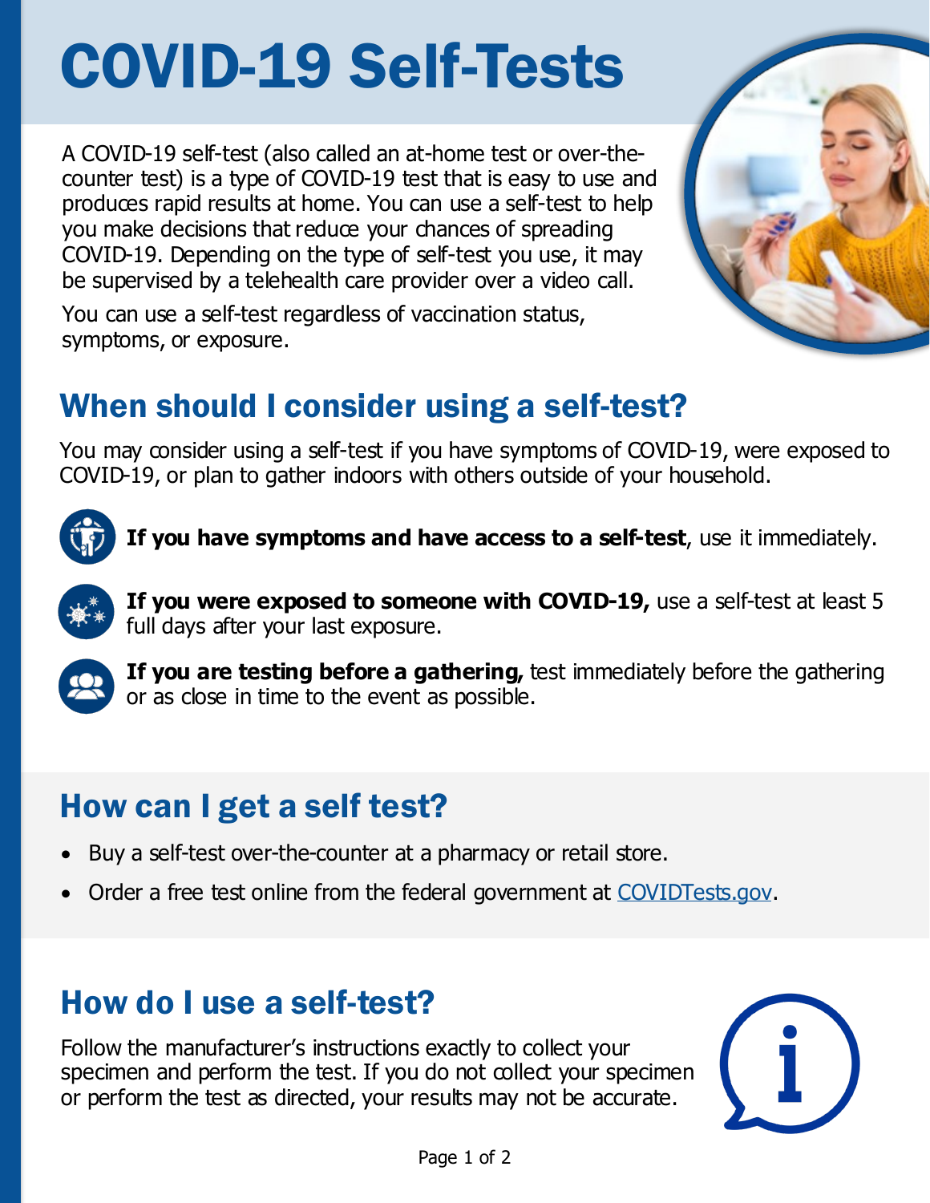# COVID-19 Self-Tests

A COVID-19 self-test (also called an at-home test or over-the-counter test) is a type of COVID-19 test that is easy to use and produces rapid results at home. You can use a self-test to help you make decisions that reduce your chances of spreading COVID-19. Depending on the type of self-test you use, it may be supervised by a telehealth care provider over a video call.

You can use a self-test regardless of vaccination status, symptoms, or exposure.

## When should I consider using a self-test?

You may consider using a self-test if you have symptoms of COVID-19, were exposed to COVID-19, or plan to gather indoors with others outside of your household.

**If you have symptoms and have access to a self-test**, use it immediately.

**If you were exposed to someone with COVID-19,** use a self-test at least 5 full days after your last exposure.

**If you are testing before a gathering,** test immediately before the gathering or as close in time to the event as possible.

## How can I get a self test?

- Buy a self-test over-the-counter at a pharmacy or retail store.
- Order a free test online from the federal government at [COVIDTests.gov](https://www.covidtests.gov).

## How do I use a self-test?

Follow the manufacturer's instructions exactly to collect your specimen and perform the test. If you do not collect your specimen or perform the test as directed, your results may not be accurate.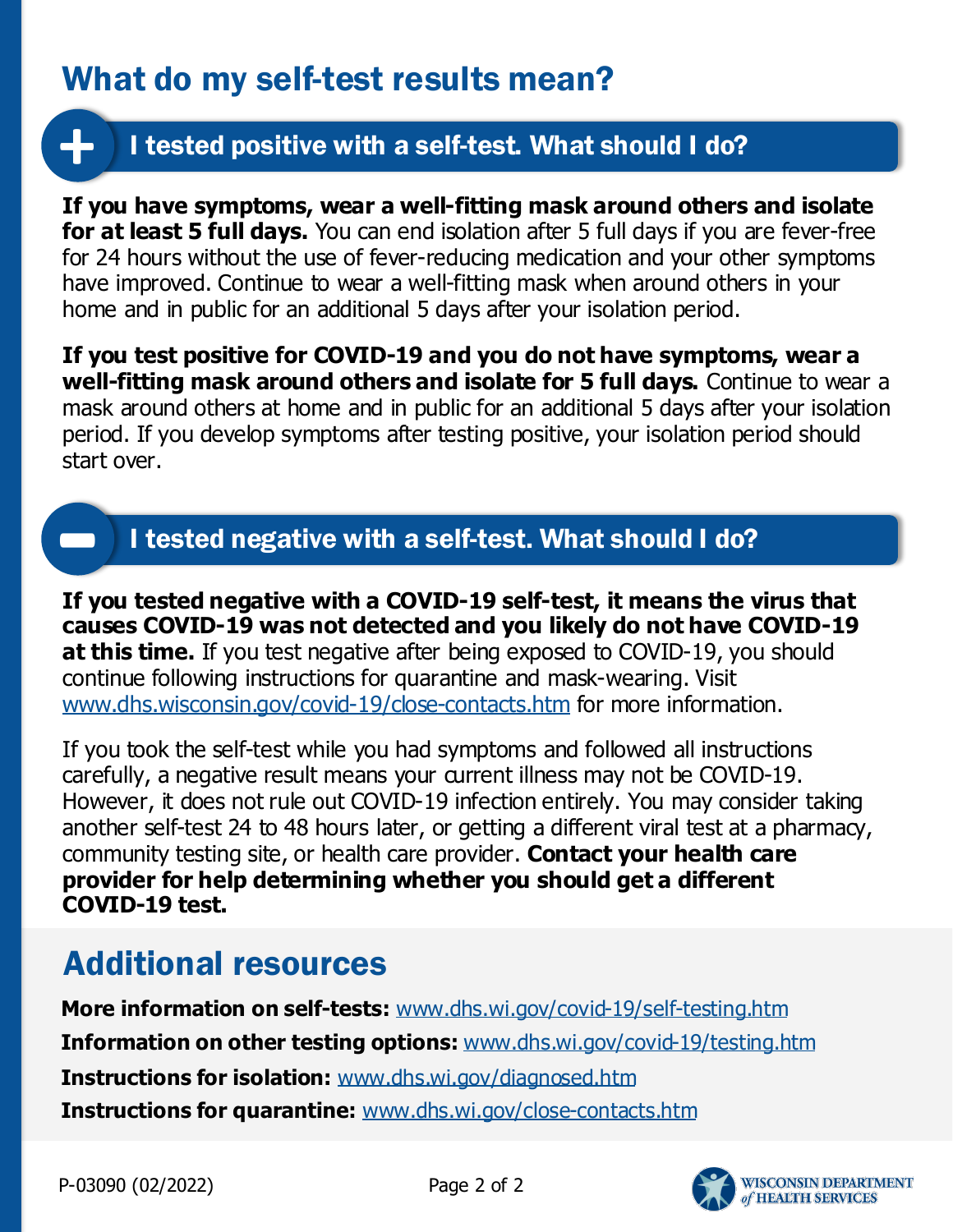# What do my self-test results mean?

## I tested positive with a self-test. What should I do?

**If you have symptoms, wear a well-fitting mask around others and isolate for at least 5 full days.** You can end isolation after 5 full days if you are fever-free for 24 hours without the use of fever-reducing medication and your other symptoms have improved. Continue to wear a well-fitting mask when around others in your home and in public for an additional 5 days after your isolation period.

**If you test positive for COVID-19 and you do not have symptoms, wear a well-fitting mask around others and isolate for 5 full days.** Continue to wear a mask around others at home and in public for an additional 5 days after your isolation period. If you develop symptoms after testing positive, your isolation period should start over.

## I tested negative with a self-test. What should I do?

**If you tested negative with a COVID-19 self-test, it means the virus that causes COVID-19 was not detected and you likely do not have COVID-19 at this time.** If you test negative after being exposed to COVID-19, you should continue following instructions for quarantine and mask-wearing. Visit www.dhs.wisconsin.gov/covid-19/close-contacts.htm for more information.

If you took the self-test while you had symptoms and followed all instructions carefully, a negative result means your current illness may not be COVID-19. However, it does not rule out COVID-19 infection entirely. You may consider taking another self-test 24 to 48 hours later, or getting a different viral test at a pharmacy, community testing site, or health care provider. **Contact your health care provider for help determining whether you should get a different COVID-19 test.**

## Additional resources

**More information on self-tests:** www.dhs.wi.gov/covid-19/self-testing.htm

**Information on other testing options:** www.dhs.wi.gov/covid-19/testing.htm

**Instructions for isolation:** www.dhs.wi.gov/diagnosed.htm

**Instructions for quarantine:** www.dhs.wi.gov/close-contacts.htm

P-03090 (02/2022)

WISCONSIN DEPARTMENT of HEALTH SERVICES